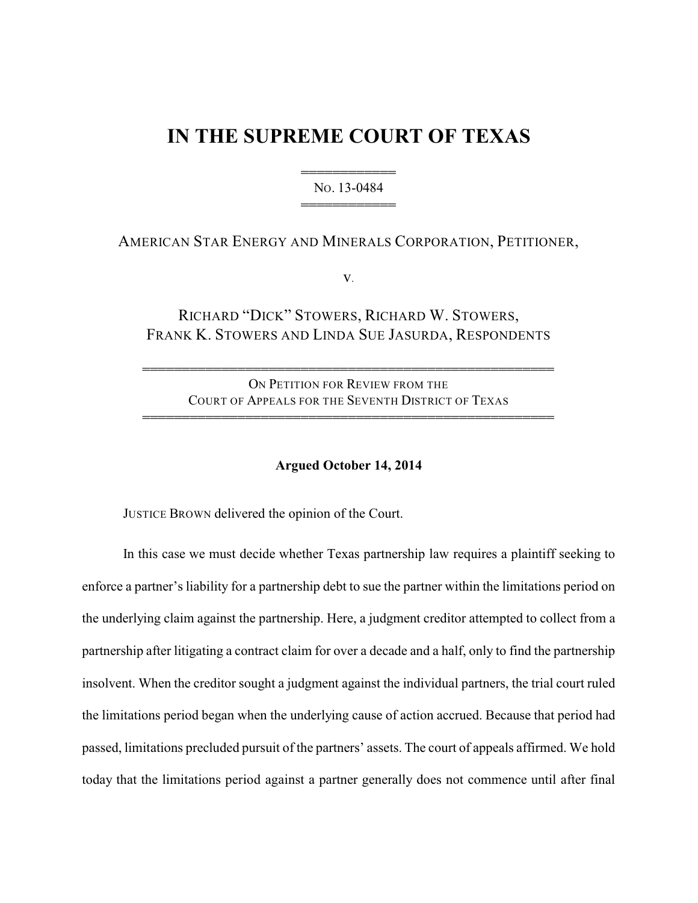# IN THE SUPREME COURT OF TEXAS

No. 13-0484

AMERICAN STAR ENERGY AND MINERALS CORPORATION, PETITIONER,

v.

RICHARD "DICK" STOWERS, RICHARD W. STOWERS, FRANK K. STOWERS AND LINDA SUE JASURDA, RESPONDENTS

ON PETITION FOR REVIEW FROM THE COURT OF APPEALS FOR THE SEVENTH DISTRICT OF TEXAS

**Argued October 14, 2014**

JUSTICE BROWN delivered the opinion of the Court.

In this case we must decide whether Texas partnership law requires a plaintiff seeking to enforce a partner's liability for a partnership debt to sue the partner within the limitations period on the underlying claim against the partnership. Here, a judgment creditor attempted to collect from a partnership after litigating a contract claim for over a decade and a half, only to find the partnership insolvent. When the creditor sought a judgment against the individual partners, the trial court ruled the limitations period began when the underlying cause of action accrued. Because that period had passed, limitations precluded pursuit of the partners' assets. The court of appeals affirmed. We hold today that the limitations period against a partner generally does not commence until after final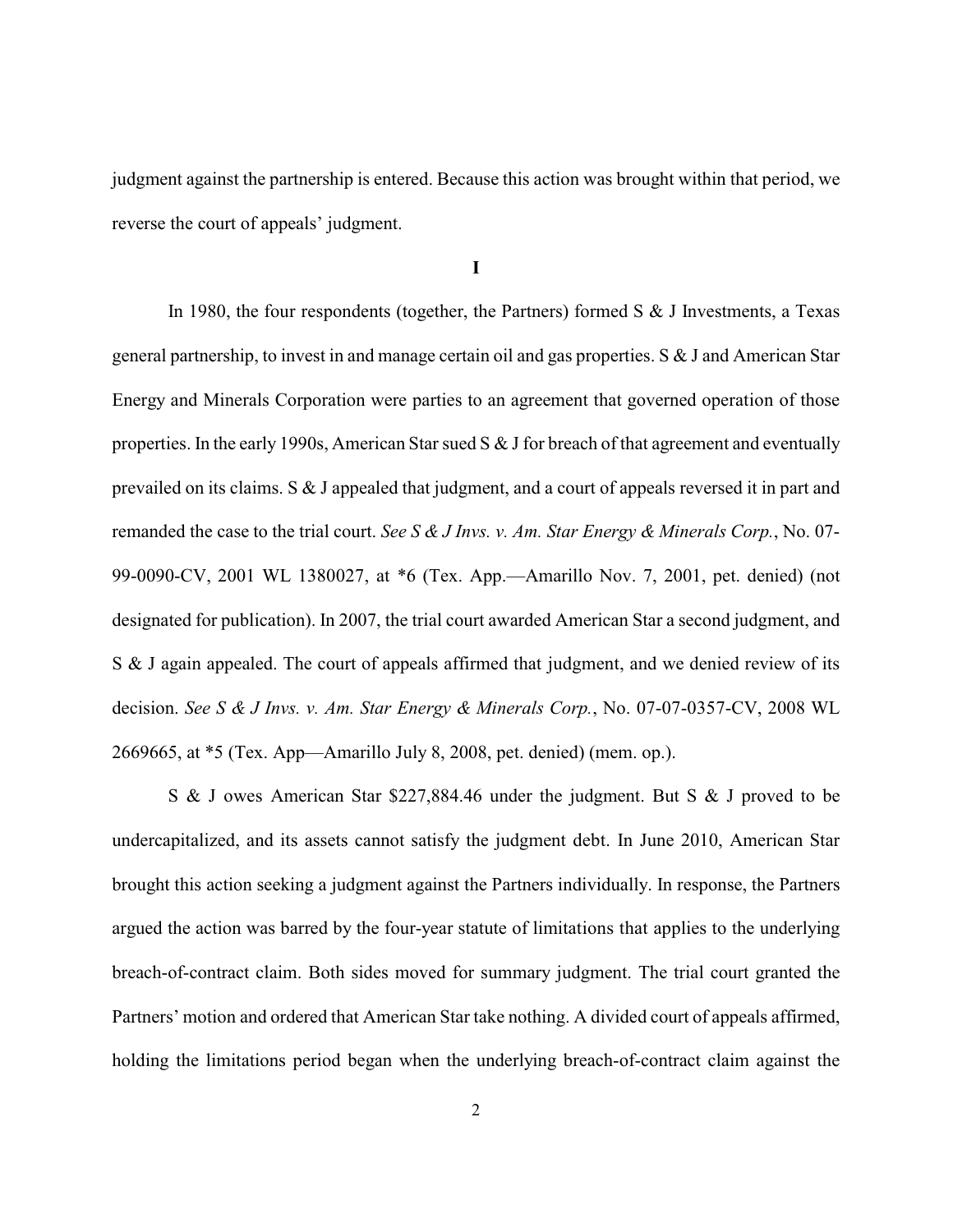judgment against the partnership is entered. Because this action was brought within that period, we reverse the court of appeals' judgment.

## I

In 1980, the four respondents (together, the Partners) formed S & J Investments, a Texas general partnership, to invest in and manage certain oil and gas properties. S & J and American Star Energy and Minerals Corporation were parties to an agreement that governed operation of those properties. In the early 1990s, American Star sued S & J for breach of that agreement and eventually prevailed on its claims. S & J appealed that judgment, and a court of appeals reversed it in part and remanded the case to the trial court. *See S & J Invs. v. Am. Star Energy & Minerals Corp.*, No. 07-99-0090-CV, 2001 WL 1380027, at *6 (Tex. App.—Amarillo Nov. 7, 2001, pet. denied) (not designated for publication). In 2007, the trial court awarded American Star a second judgment, and S & J again appealed. The court of appeals affirmed that judgment, and we denied review of its decision. *See S & J Invs. v. Am. Star Energy & Minerals Corp.*, No. 07-07-0357-CV, 2008 WL 2669665, at *5 (Tex. App—Amarillo July 8, 2008, pet. denied) (mem. op.).

S & J owes American Star $227,884.46 under the judgment. But S & J proved to be undercapitalized, and its assets cannot satisfy the judgment debt. In June 2010, American Star brought this action seeking a judgment against the Partners individually. In response, the Partners argued the action was barred by the four-year statute of limitations that applies to the underlying breach-of-contract claim. Both sides moved for summary judgment. The trial court granted the Partners' motion and ordered that American Star take nothing. A divided court of appeals affirmed, holding the limitations period began when the underlying breach-of-contract claim against the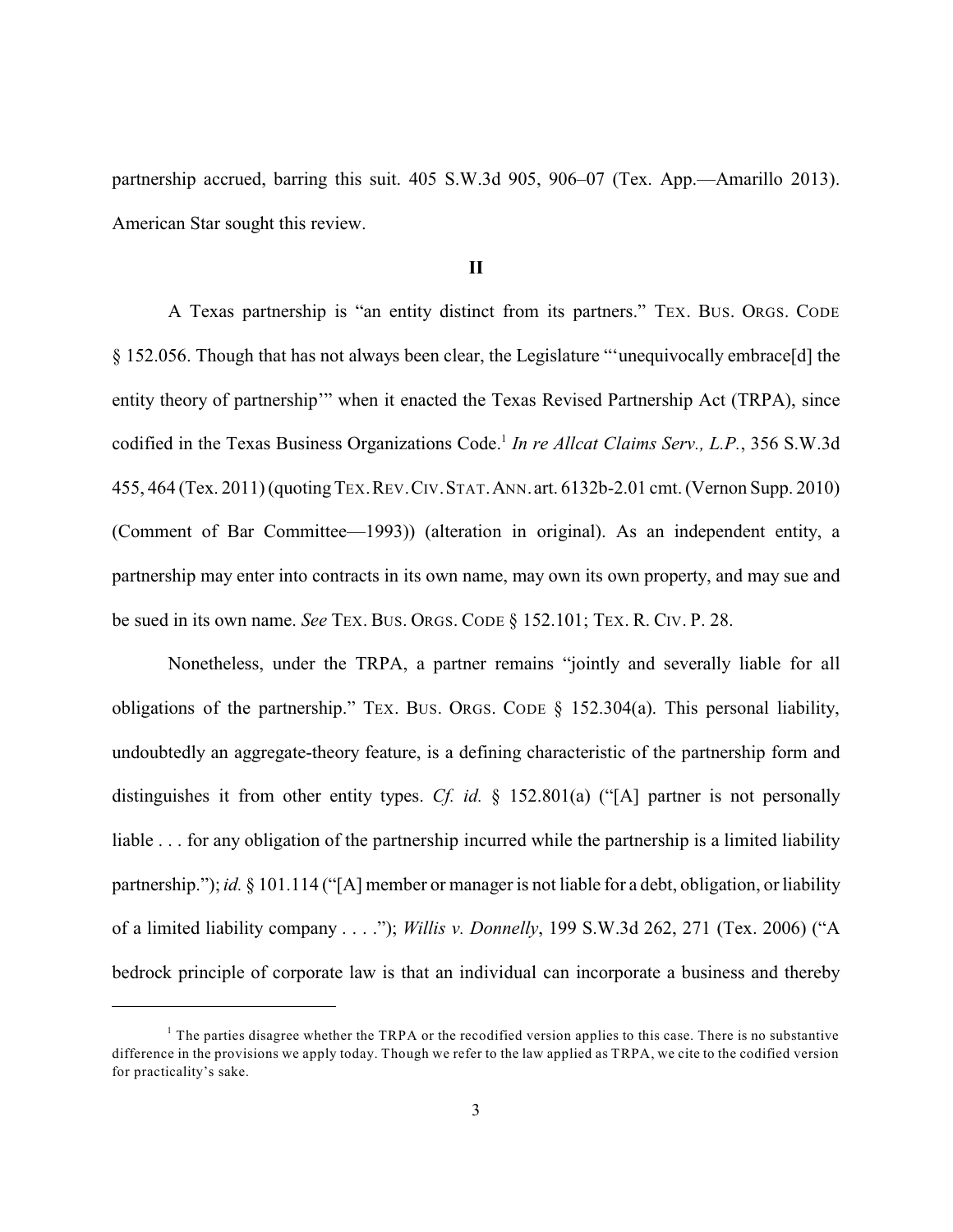partnership accrued, barring this suit. 405 S.W.3d 905, 906–07 (Tex. App.—Amarillo 2013). American Star sought this review.

## II

A Texas partnership is "an entity distinct from its partners." TEX. BUS. ORGS. CODE § 152.056. Though that has not always been clear, the Legislature "'unequivocally embrace[d] the entity theory of partnership'" when it enacted the Texas Revised Partnership Act (TRPA), since codified in the Texas Business Organizations Code.[1] *In re Allcat Claims Serv., L.P.*, 356 S.W.3d 455, 464 (Tex. 2011) (quoting TEX. REV. CIV. STAT. ANN. art. 6132b-2.01 cmt. (Vernon Supp. 2010) (Comment of Bar Committee—1993)) (alteration in original). As an independent entity, a partnership may enter into contracts in its own name, may own its own property, and may sue and be sued in its own name. *See* TEX. BUS. ORGS. CODE § 152.101; TEX. R. CIV. P. 28.

Nonetheless, under the TRPA, a partner remains "jointly and severally liable for all obligations of the partnership." TEX. BUS. ORGS. CODE § 152.304(a). This personal liability, undoubtedly an aggregate-theory feature, is a defining characteristic of the partnership form and distinguishes it from other entity types. *Cf. id.* § 152.801(a) ("[A] partner is not personally liable . . . for any obligation of the partnership incurred while the partnership is a limited liability partnership."); *id.* § 101.114 ("[A] member or manager is not liable for a debt, obligation, or liability of a limited liability company . . . ."); *Willis v. Donnelly*, 199 S.W.3d 262, 271 (Tex. 2006) ("A bedrock principle of corporate law is that an individual can incorporate a business and thereby

---

[1] The parties disagree whether the TRPA or the recodified version applies to this case. There is no substantive difference in the provisions we apply today. Though we refer to the law applied as TRPA, we cite to the codified version for practicality's sake.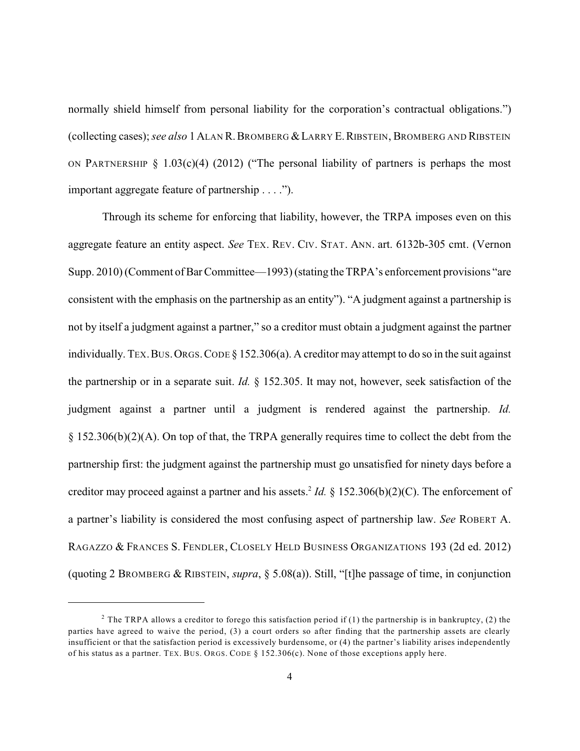normally shield himself from personal liability for the corporation's contractual obligations.") (collecting cases); *see also* 1 ALAN R. BROMBERG & LARRY E. RIBSTEIN, BROMBERG AND RIBSTEIN ON PARTNERSHIP § 1.03(c)(4) (2012) ("The personal liability of partners is perhaps the most important aggregate feature of partnership . . . .").

Through its scheme for enforcing that liability, however, the TRPA imposes even on this aggregate feature an entity aspect. *See* TEX. REV. CIV. STAT. ANN. art. 6132b-305 cmt. (Vernon Supp. 2010) (Comment of Bar Committee—1993) (stating the TRPA's enforcement provisions "are consistent with the emphasis on the partnership as an entity"). "A judgment against a partnership is not by itself a judgment against a partner," so a creditor must obtain a judgment against the partner individually. TEX. BUS. ORGS. CODE § 152.306(a). A creditor may attempt to do so in the suit against the partnership or in a separate suit. *Id.* § 152.305. It may not, however, seek satisfaction of the judgment against a partner until a judgment is rendered against the partnership. *Id.* § 152.306(b)(2)(A). On top of that, the TRPA generally requires time to collect the debt from the partnership first: the judgment against the partnership must go unsatisfied for ninety days before a creditor may proceed against a partner and his assets.[2] *Id.* § 152.306(b)(2)(C). The enforcement of a partner's liability is considered the most confusing aspect of partnership law. *See* ROBERT A. RAGAZZO & FRANCES S. FENDLER, CLOSELY HELD BUSINESS ORGANIZATIONS 193 (2d ed. 2012) (quoting 2 BROMBERG & RIBSTEIN, *supra*, § 5.08(a)). Still, "[t]he passage of time, in conjunction

[2] The TRPA allows a creditor to forego this satisfaction period if (1) the partnership is in bankruptcy, (2) the parties have agreed to waive the period, (3) a court orders so after finding that the partnership assets are clearly insufficient or that the satisfaction period is excessively burdensome, or (4) the partner's liability arises independently of his status as a partner. TEX. BUS. ORGS. CODE § 152.306(c). None of those exceptions apply here.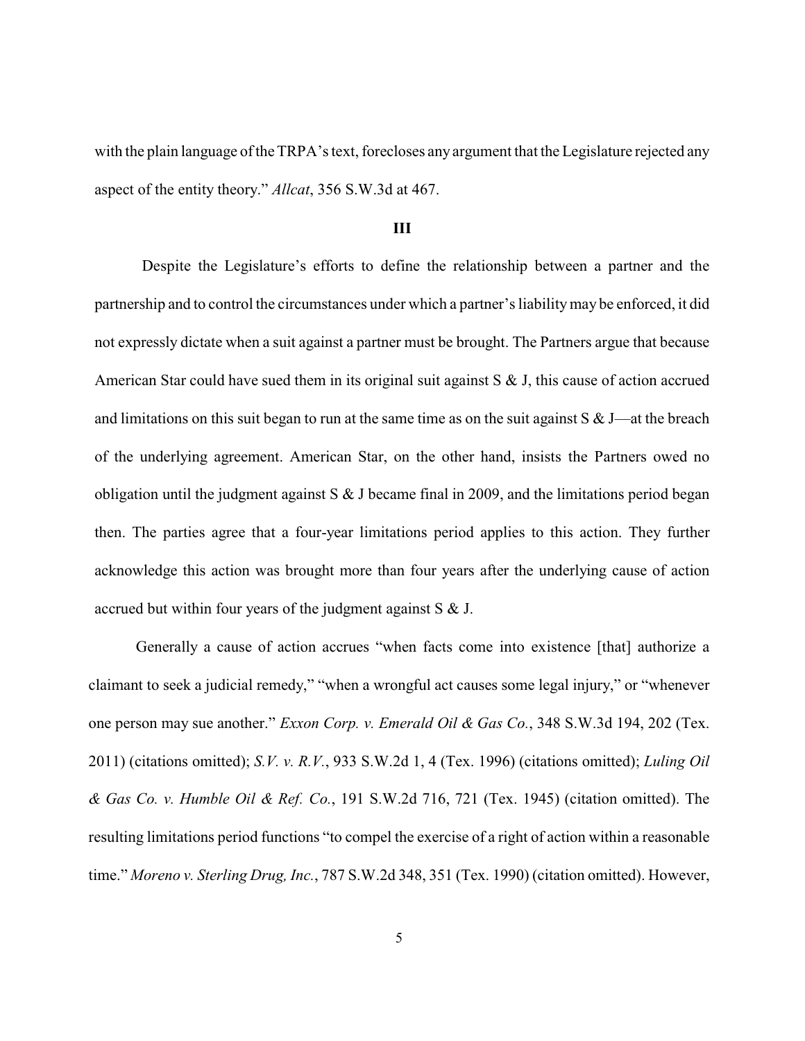with the plain language of the TRPA's text, forecloses any argument that the Legislature rejected any aspect of the entity theory." *Allcat*, 356 S.W.3d at 467.

## III

Despite the Legislature's efforts to define the relationship between a partner and the partnership and to control the circumstances under which a partner's liability may be enforced, it did not expressly dictate when a suit against a partner must be brought. The Partners argue that because American Star could have sued them in its original suit against S & J, this cause of action accrued and limitations on this suit began to run at the same time as on the suit against S & J—at the breach of the underlying agreement. American Star, on the other hand, insists the Partners owed no obligation until the judgment against S & J became final in 2009, and the limitations period began then. The parties agree that a four-year limitations period applies to this action. They further acknowledge this action was brought more than four years after the underlying cause of action accrued but within four years of the judgment against S & J.

Generally a cause of action accrues "when facts come into existence [that] authorize a claimant to seek a judicial remedy," "when a wrongful act causes some legal injury," or "whenever one person may sue another." *Exxon Corp. v. Emerald Oil & Gas Co.*, 348 S.W.3d 194, 202 (Tex. 2011) (citations omitted); *S.V. v. R.V.*, 933 S.W.2d 1, 4 (Tex. 1996) (citations omitted); *Luling Oil & Gas Co. v. Humble Oil & Ref. Co.*, 191 S.W.2d 716, 721 (Tex. 1945) (citation omitted). The resulting limitations period functions "to compel the exercise of a right of action within a reasonable time." *Moreno v. Sterling Drug, Inc.*, 787 S.W.2d 348, 351 (Tex. 1990) (citation omitted). However,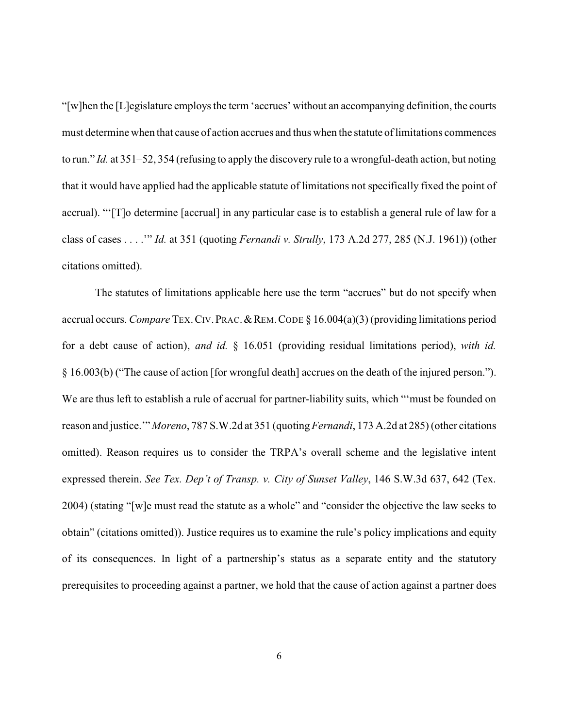"[w]hen the [L]egislature employs the term 'accrues' without an accompanying definition, the courts must determine when that cause of action accrues and thus when the statute of limitations commences to run." *Id.* at 351–52, 354 (refusing to apply the discovery rule to a wrongful-death action, but noting that it would have applied had the applicable statute of limitations not specifically fixed the point of accrual). "'[T]o determine [accrual] in any particular case is to establish a general rule of law for a class of cases . . . .'" *Id.* at 351 (quoting *Fernandi v. Strully*, 173 A.2d 277, 285 (N.J. 1961)) (other citations omitted).

The statutes of limitations applicable here use the term "accrues" but do not specify when accrual occurs. *Compare* TEX. CIV. PRAC. & REM. CODE § 16.004(a)(3) (providing limitations period for a debt cause of action), *and id.* § 16.051 (providing residual limitations period), *with id.* § 16.003(b) ("The cause of action [for wrongful death] accrues on the death of the injured person."). We are thus left to establish a rule of accrual for partner-liability suits, which "'must be founded on reason and justice.'" *Moreno*, 787 S.W.2d at 351 (quoting *Fernandi*, 173 A.2d at 285) (other citations omitted). Reason requires us to consider the TRPA's overall scheme and the legislative intent expressed therein. *See Tex. Dep't of Transp. v. City of Sunset Valley*, 146 S.W.3d 637, 642 (Tex. 2004) (stating "[w]e must read the statute as a whole" and "consider the objective the law seeks to obtain" (citations omitted)). Justice requires us to examine the rule's policy implications and equity of its consequences. In light of a partnership's status as a separate entity and the statutory prerequisites to proceeding against a partner, we hold that the cause of action against a partner does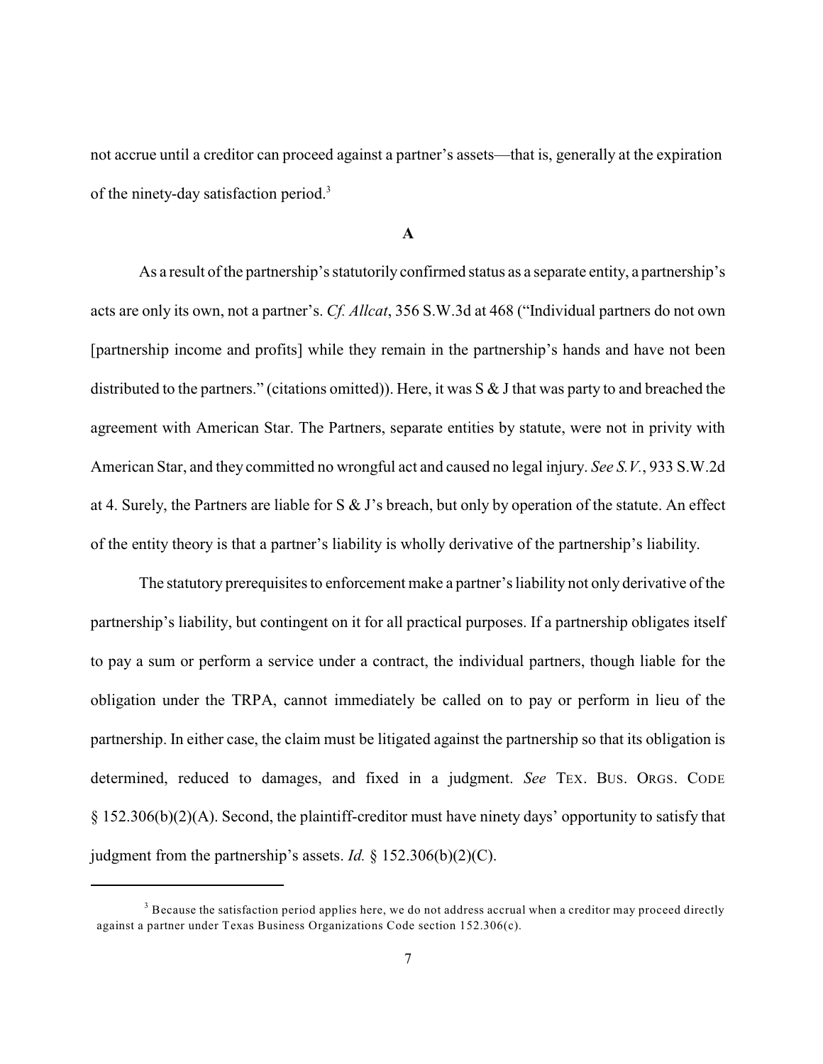not accrue until a creditor can proceed against a partner's assets—that is, generally at the expiration of the ninety-day satisfaction period.[3]

**A**

As a result of the partnership's statutorily confirmed status as a separate entity, a partnership's acts are only its own, not a partner's. *Cf. Allcat*, 356 S.W.3d at 468 ("Individual partners do not own [partnership income and profits] while they remain in the partnership's hands and have not been distributed to the partners." (citations omitted)). Here, it was S & J that was party to and breached the agreement with American Star. The Partners, separate entities by statute, were not in privity with American Star, and they committed no wrongful act and caused no legal injury. *See S.V.*, 933 S.W.2d at 4. Surely, the Partners are liable for S & J's breach, but only by operation of the statute. An effect of the entity theory is that a partner's liability is wholly derivative of the partnership's liability.

The statutory prerequisites to enforcement make a partner's liability not only derivative of the partnership's liability, but contingent on it for all practical purposes. If a partnership obligates itself to pay a sum or perform a service under a contract, the individual partners, though liable for the obligation under the TRPA, cannot immediately be called on to pay or perform in lieu of the partnership. In either case, the claim must be litigated against the partnership so that its obligation is determined, reduced to damages, and fixed in a judgment. *See* TEX. BUS. ORGS. CODE § 152.306(b)(2)(A). Second, the plaintiff-creditor must have ninety days' opportunity to satisfy that judgment from the partnership's assets. *Id.* § 152.306(b)(2)(C).

[3] Because the satisfaction period applies here, we do not address accrual when a creditor may proceed directly against a partner under Texas Business Organizations Code section 152.306(c).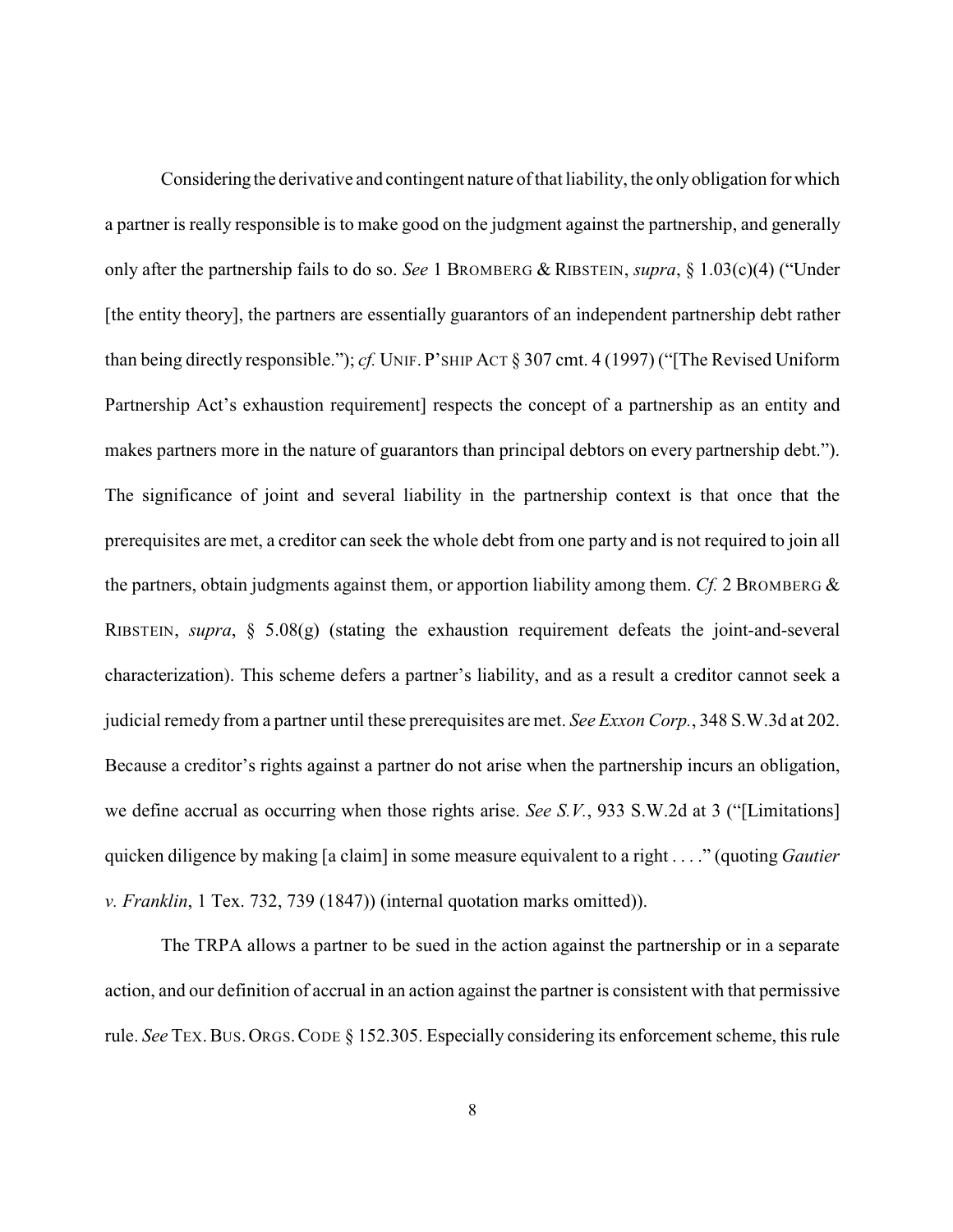Considering the derivative and contingent nature of that liability, the only obligation for which a partner is really responsible is to make good on the judgment against the partnership, and generally only after the partnership fails to do so. *See* 1 BROMBERG & RIBSTEIN, *supra*, § 1.03(c)(4) ("Under [the entity theory], the partners are essentially guarantors of an independent partnership debt rather than being directly responsible."); *cf.* UNIF. P'SHIP ACT § 307 cmt. 4 (1997) ("[The Revised Uniform Partnership Act's exhaustion requirement] respects the concept of a partnership as an entity and makes partners more in the nature of guarantors than principal debtors on every partnership debt."). The significance of joint and several liability in the partnership context is that once that the prerequisites are met, a creditor can seek the whole debt from one party and is not required to join all the partners, obtain judgments against them, or apportion liability among them. *Cf.* 2 BROMBERG & RIBSTEIN, *supra*, § 5.08(g) (stating the exhaustion requirement defeats the joint-and-several characterization). This scheme defers a partner's liability, and as a result a creditor cannot seek a judicial remedy from a partner until these prerequisites are met. *See Exxon Corp.*, 348 S.W.3d at 202. Because a creditor's rights against a partner do not arise when the partnership incurs an obligation, we define accrual as occurring when those rights arise. *See S.V.*, 933 S.W.2d at 3 ("[Limitations] quicken diligence by making [a claim] in some measure equivalent to a right . . . ." (quoting *Gautier v. Franklin*, 1 Tex. 732, 739 (1847)) (internal quotation marks omitted)).

The TRPA allows a partner to be sued in the action against the partnership or in a separate action, and our definition of accrual in an action against the partner is consistent with that permissive rule. *See* TEX. BUS. ORGS. CODE § 152.305. Especially considering its enforcement scheme, this rule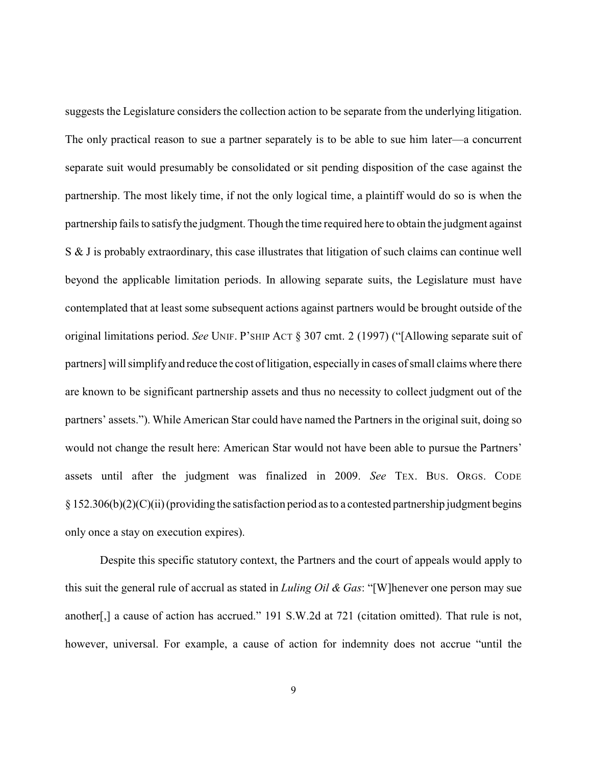suggests the Legislature considers the collection action to be separate from the underlying litigation. The only practical reason to sue a partner separately is to be able to sue him later—a concurrent separate suit would presumably be consolidated or sit pending disposition of the case against the partnership. The most likely time, if not the only logical time, a plaintiff would do so is when the partnership fails to satisfy the judgment. Though the time required here to obtain the judgment against S & J is probably extraordinary, this case illustrates that litigation of such claims can continue well beyond the applicable limitation periods. In allowing separate suits, the Legislature must have contemplated that at least some subsequent actions against partners would be brought outside of the original limitations period. *See* UNIF. P'SHIP ACT § 307 cmt. 2 (1997) ("[Allowing separate suit of partners] will simplify and reduce the cost of litigation, especially in cases of small claims where there are known to be significant partnership assets and thus no necessity to collect judgment out of the partners' assets."). While American Star could have named the Partners in the original suit, doing so would not change the result here: American Star would not have been able to pursue the Partners' assets until after the judgment was finalized in 2009. *See* TEX. BUS. ORGS. CODE § 152.306(b)(2)(C)(ii) (providing the satisfaction period as to a contested partnership judgment begins only once a stay on execution expires).

Despite this specific statutory context, the Partners and the court of appeals would apply to this suit the general rule of accrual as stated in *Luling Oil & Gas*: "[W]henever one person may sue another[,] a cause of action has accrued." 191 S.W.2d at 721 (citation omitted). That rule is not, however, universal. For example, a cause of action for indemnity does not accrue "until the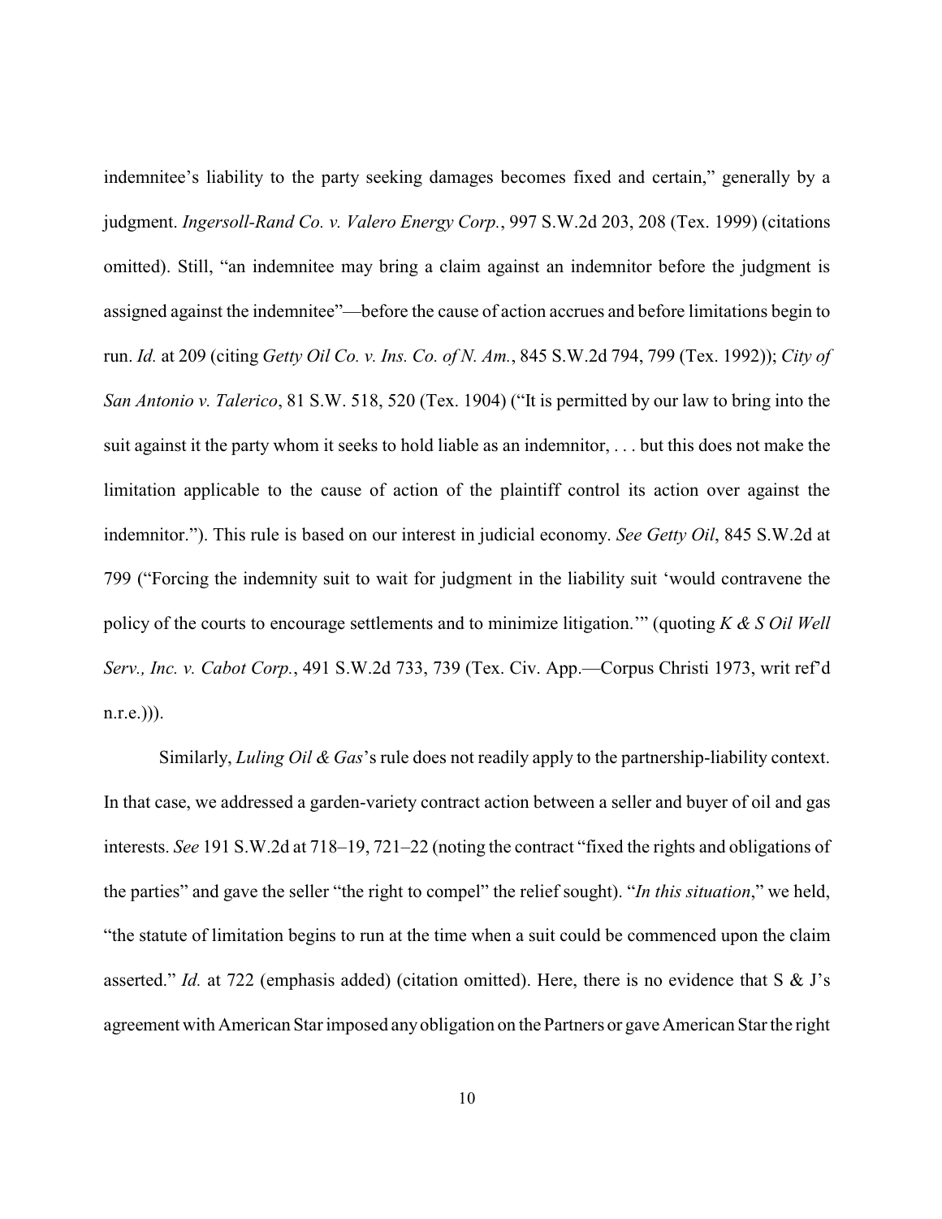indemnitee's liability to the party seeking damages becomes fixed and certain," generally by a judgment. *Ingersoll-Rand Co. v. Valero Energy Corp.*, 997 S.W.2d 203, 208 (Tex. 1999) (citations omitted). Still, "an indemnitee may bring a claim against an indemnitor before the judgment is assigned against the indemnitee"—before the cause of action accrues and before limitations begin to run. *Id.* at 209 (citing *Getty Oil Co. v. Ins. Co. of N. Am.*, 845 S.W.2d 794, 799 (Tex. 1992)); *City of San Antonio v. Talerico*, 81 S.W. 518, 520 (Tex. 1904) ("It is permitted by our law to bring into the suit against it the party whom it seeks to hold liable as an indemnitor, . . . but this does not make the limitation applicable to the cause of action of the plaintiff control its action over against the indemnitor."). This rule is based on our interest in judicial economy. *See Getty Oil*, 845 S.W.2d at 799 ("Forcing the indemnity suit to wait for judgment in the liability suit 'would contravene the policy of the courts to encourage settlements and to minimize litigation.'" (quoting *K & S Oil Well Serv., Inc. v. Cabot Corp.*, 491 S.W.2d 733, 739 (Tex. Civ. App.—Corpus Christi 1973, writ ref'd n.r.e.))).

Similarly, *Luling Oil & Gas*'s rule does not readily apply to the partnership-liability context. In that case, we addressed a garden-variety contract action between a seller and buyer of oil and gas interests. *See* 191 S.W.2d at 718–19, 721–22 (noting the contract "fixed the rights and obligations of the parties" and gave the seller "the right to compel" the relief sought). "*In this situation*," we held, "the statute of limitation begins to run at the time when a suit could be commenced upon the claim asserted." *Id.* at 722 (emphasis added) (citation omitted). Here, there is no evidence that S & J's agreement with American Star imposed any obligation on the Partners or gave American Star the right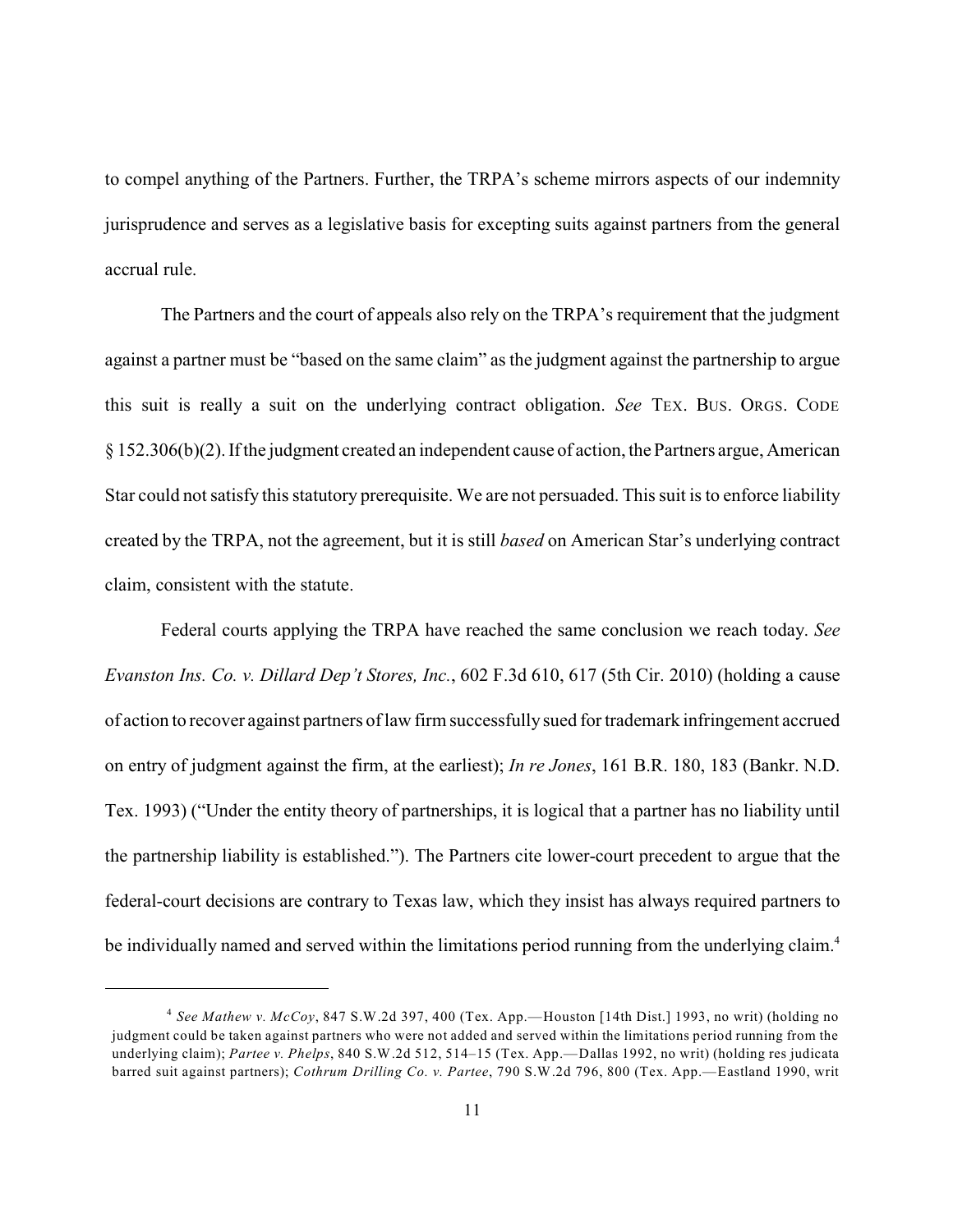to compel anything of the Partners. Further, the TRPA's scheme mirrors aspects of our indemnity jurisprudence and serves as a legislative basis for excepting suits against partners from the general accrual rule.

The Partners and the court of appeals also rely on the TRPA's requirement that the judgment against a partner must be "based on the same claim" as the judgment against the partnership to argue this suit is really a suit on the underlying contract obligation. *See* TEX. BUS. ORGS. CODE § 152.306(b)(2). If the judgment created an independent cause of action, the Partners argue, American Star could not satisfy this statutory prerequisite. We are not persuaded. This suit is to enforce liability created by the TRPA, not the agreement, but it is still *based* on American Star's underlying contract claim, consistent with the statute.

Federal courts applying the TRPA have reached the same conclusion we reach today. *See Evanston Ins. Co. v. Dillard Dep't Stores, Inc.*, 602 F.3d 610, 617 (5th Cir. 2010) (holding a cause of action to recover against partners of law firm successfully sued for trademark infringement accrued on entry of judgment against the firm, at the earliest); *In re Jones*, 161 B.R. 180, 183 (Bankr. N.D. Tex. 1993) ("Under the entity theory of partnerships, it is logical that a partner has no liability until the partnership liability is established."). The Partners cite lower-court precedent to argue that the federal-court decisions are contrary to Texas law, which they insist has always required partners to be individually named and served within the limitations period running from the underlying claim.[4]

---

[4] *See Mathew v. McCoy*, 847 S.W.2d 397, 400 (Tex. App.—Houston [14th Dist.] 1993, no writ) (holding no judgment could be taken against partners who were not added and served within the limitations period running from the underlying claim); *Partee v. Phelps*, 840 S.W.2d 512, 514–15 (Tex. App.—Dallas 1992, no writ) (holding res judicata barred suit against partners); *Cothrum Drilling Co. v. Partee*, 790 S.W.2d 796, 800 (Tex. App.—Eastland 1990, writ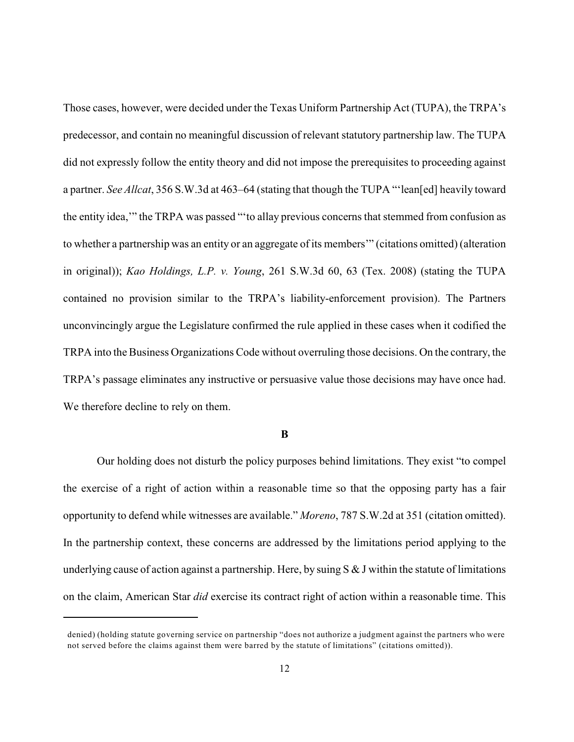Those cases, however, were decided under the Texas Uniform Partnership Act (TUPA), the TRPA's predecessor, and contain no meaningful discussion of relevant statutory partnership law. The TUPA did not expressly follow the entity theory and did not impose the prerequisites to proceeding against a partner. *See Allcat*, 356 S.W.3d at 463–64 (stating that though the TUPA "'lean[ed] heavily toward the entity idea,'" the TRPA was passed "'to allay previous concerns that stemmed from confusion as to whether a partnership was an entity or an aggregate of its members'" (citations omitted) (alteration in original)); *Kao Holdings, L.P. v. Young*, 261 S.W.3d 60, 63 (Tex. 2008) (stating the TUPA contained no provision similar to the TRPA's liability-enforcement provision). The Partners unconvincingly argue the Legislature confirmed the rule applied in these cases when it codified the TRPA into the Business Organizations Code without overruling those decisions. On the contrary, the TRPA's passage eliminates any instructive or persuasive value those decisions may have once had. We therefore decline to rely on them.

**B**

Our holding does not disturb the policy purposes behind limitations. They exist "to compel the exercise of a right of action within a reasonable time so that the opposing party has a fair opportunity to defend while witnesses are available." *Moreno*, 787 S.W.2d at 351 (citation omitted). In the partnership context, these concerns are addressed by the limitations period applying to the underlying cause of action against a partnership. Here, by suing S & J within the statute of limitations on the claim, American Star *did* exercise its contract right of action within a reasonable time. This

denied) (holding statute governing service on partnership "does not authorize a judgment against the partners who were not served before the claims against them were barred by the statute of limitations" (citations omitted)).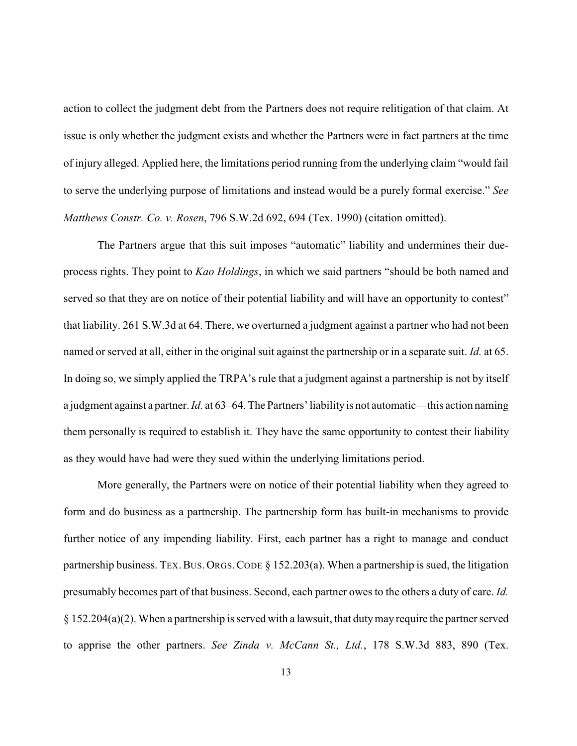action to collect the judgment debt from the Partners does not require relitigation of that claim. At issue is only whether the judgment exists and whether the Partners were in fact partners at the time of injury alleged. Applied here, the limitations period running from the underlying claim "would fail to serve the underlying purpose of limitations and instead would be a purely formal exercise." *See Matthews Constr. Co. v. Rosen*, 796 S.W.2d 692, 694 (Tex. 1990) (citation omitted).

The Partners argue that this suit imposes "automatic" liability and undermines their due-process rights. They point to *Kao Holdings*, in which we said partners "should be both named and served so that they are on notice of their potential liability and will have an opportunity to contest" that liability. 261 S.W.3d at 64. There, we overturned a judgment against a partner who had not been named or served at all, either in the original suit against the partnership or in a separate suit. *Id.* at 65. In doing so, we simply applied the TRPA's rule that a judgment against a partnership is not by itself a judgment against a partner. *Id.* at 63–64. The Partners' liability is not automatic—this action naming them personally is required to establish it. They have the same opportunity to contest their liability as they would have had were they sued within the underlying limitations period.

More generally, the Partners were on notice of their potential liability when they agreed to form and do business as a partnership. The partnership form has built-in mechanisms to provide further notice of any impending liability. First, each partner has a right to manage and conduct partnership business. TEX. BUS. ORGS. CODE § 152.203(a). When a partnership is sued, the litigation presumably becomes part of that business. Second, each partner owes to the others a duty of care. *Id.* § 152.204(a)(2). When a partnership is served with a lawsuit, that duty may require the partner served to apprise the other partners. *See Zinda v. McCann St., Ltd.*, 178 S.W.3d 883, 890 (Tex.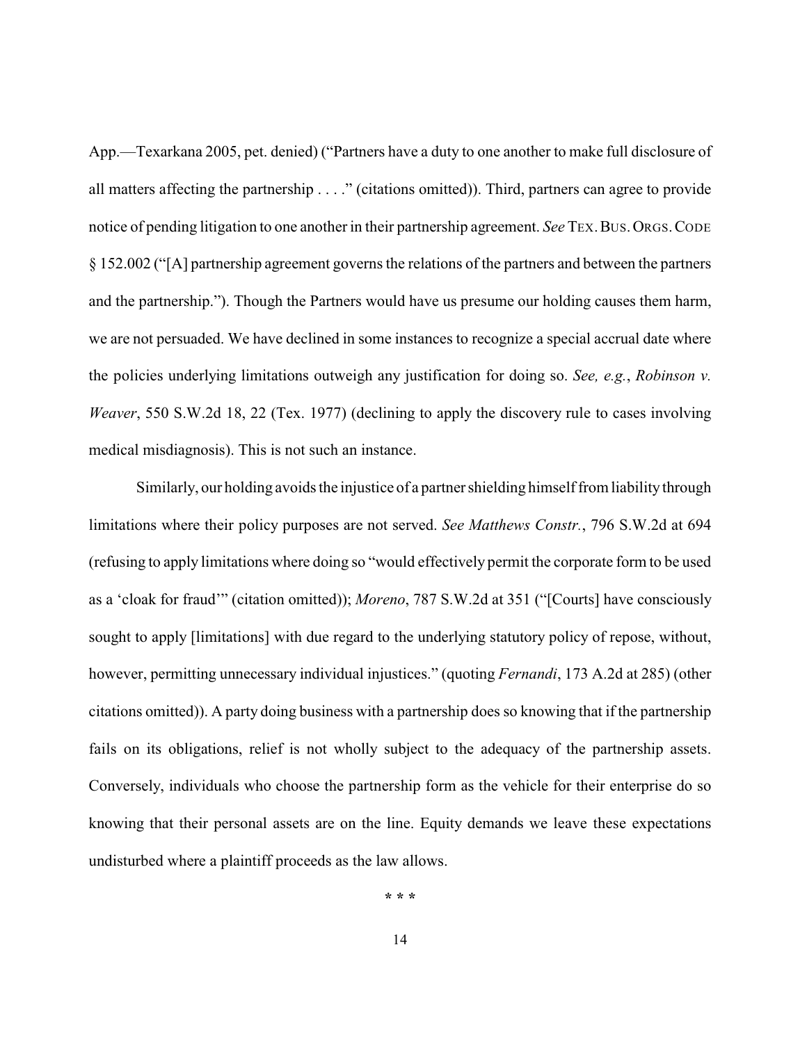App.—Texarkana 2005, pet. denied) ("Partners have a duty to one another to make full disclosure of all matters affecting the partnership . . . ." (citations omitted)). Third, partners can agree to provide notice of pending litigation to one another in their partnership agreement. *See* TEX. BUS. ORGS. CODE § 152.002 ("[A] partnership agreement governs the relations of the partners and between the partners and the partnership."). Though the Partners would have us presume our holding causes them harm, we are not persuaded. We have declined in some instances to recognize a special accrual date where the policies underlying limitations outweigh any justification for doing so. *See, e.g.*, *Robinson v. Weaver*, 550 S.W.2d 18, 22 (Tex. 1977) (declining to apply the discovery rule to cases involving medical misdiagnosis). This is not such an instance.

Similarly, our holding avoids the injustice of a partner shielding himself from liability through limitations where their policy purposes are not served. *See Matthews Constr.*, 796 S.W.2d at 694 (refusing to apply limitations where doing so "would effectively permit the corporate form to be used as a 'cloak for fraud'" (citation omitted)); *Moreno*, 787 S.W.2d at 351 ("[Courts] have consciously sought to apply [limitations] with due regard to the underlying statutory policy of repose, without, however, permitting unnecessary individual injustices." (quoting *Fernandi*, 173 A.2d at 285) (other citations omitted)). A party doing business with a partnership does so knowing that if the partnership fails on its obligations, relief is not wholly subject to the adequacy of the partnership assets. Conversely, individuals who choose the partnership form as the vehicle for their enterprise do so knowing that their personal assets are on the line. Equity demands we leave these expectations undisturbed where a plaintiff proceeds as the law allows.

\* \* \*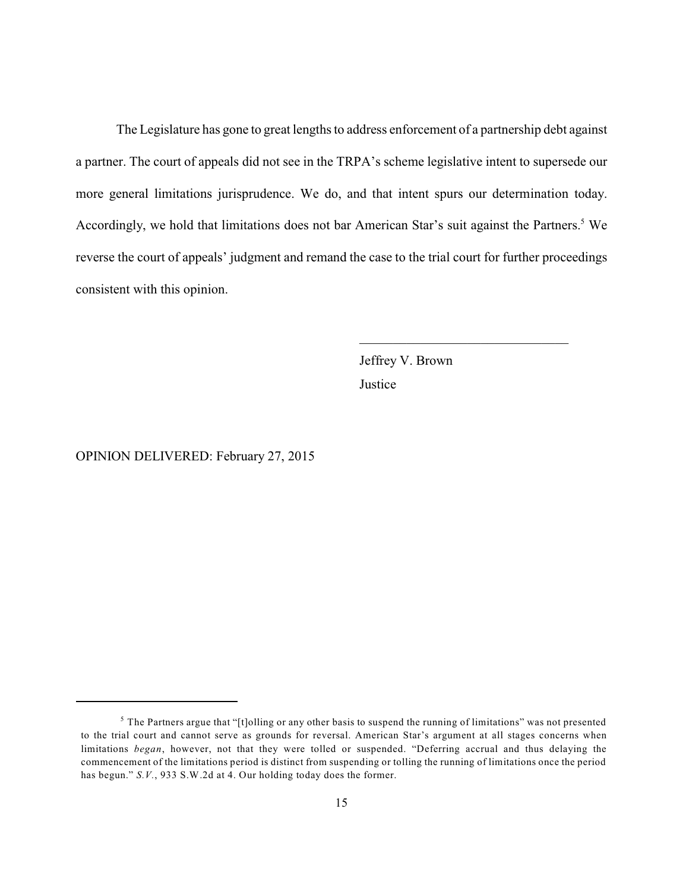The Legislature has gone to great lengths to address enforcement of a partnership debt against a partner. The court of appeals did not see in the TRPA's scheme legislative intent to supersede our more general limitations jurisprudence. We do, and that intent spurs our determination today. Accordingly, we hold that limitations does not bar American Star's suit against the Partners.[5] We reverse the court of appeals' judgment and remand the case to the trial court for further proceedings consistent with this opinion.

Jeffrey V. Brown
Justice

OPINION DELIVERED: February 27, 2015

---

[5] The Partners argue that "[t]olling or any other basis to suspend the running of limitations" was not presented to the trial court and cannot serve as grounds for reversal. American Star's argument at all stages concerns when limitations *began*, however, not that they were tolled or suspended. "Deferring accrual and thus delaying the commencement of the limitations period is distinct from suspending or tolling the running of limitations once the period has begun." *S.V.*, 933 S.W.2d at 4. Our holding today does the former.